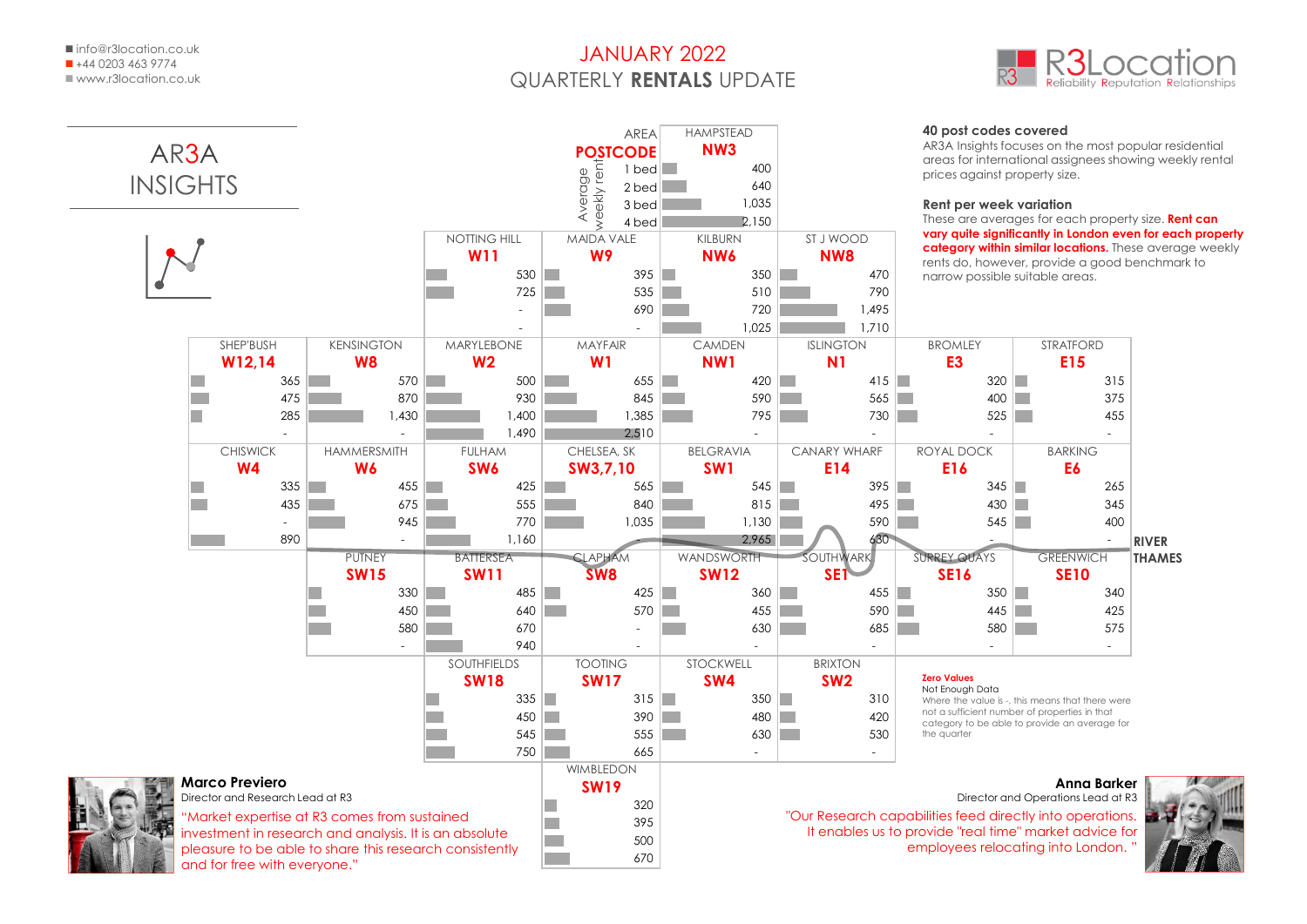■ info@r3location.co.uk
■ +44 0203 463 9774
■ www.r3location.co.uk

# JANUARY 2022
## QUARTERLY **RENTALS** UPDATE

R3Location — Reliability Reputation Relationships

## AR3A INSIGHTS

### 40 post codes covered

AR3A Insights focuses on the most popular residential areas for international assignees showing weekly rental prices against property size.

### Rent per week variation

These are averages for each property size. **Rent can vary quite significantly in London even for each property category within similar locations.** These average weekly rents do, however, provide a good benchmark to narrow possible suitable areas.

Average weekly rent by area and postcode:

| Area | Postcode | 1 bed | 2 bed | 3 bed | 4 bed |
|---|---|---|---|---|---|
| Hampstead | NW3 | 400 | 640 | 1,035 | 2,150 |
| Notting Hill | W11 | 530 | 725 | - | - |
| Maida Vale | W9 | 395 | 535 | 690 | - |
| Kilburn | NW6 | 350 | 510 | 720 | 1,025 |
| St J Wood | NW8 | 470 | 790 | 1,495 | 1,710 |
| Shep'bush | W12,14 | 365 | 475 | 285 | - |
| Kensington | W8 | 570 | 870 | 1,430 | - |
| Marylebone | W2 | 500 | 930 | 1,400 | 1,490 |
| Mayfair | W1 | 655 | 845 | 1,385 | 2,510 |
| Camden | NW1 | 420 | 590 | 795 | - |
| Islington | N1 | 415 | 565 | 730 | - |
| Bromley | E3 | 320 | 400 | 525 | - |
| Stratford | E15 | 315 | 375 | 455 | - |
| Chiswick | W4 | 335 | 435 | - | 890 |
| Hammersmith | W6 | 455 | 675 | 945 | - |
| Fulham | SW6 | 425 | 555 | 770 | 1,160 |
| Chelsea, SK | SW3,7,10 | 565 | 840 | 1,035 | - |
| Belgravia | SW1 | 545 | 815 | 1,130 | 2,965 |
| Canary Wharf | E14 | 395 | 495 | 590 | 630 |
| Royal Dock | E16 | 345 | 430 | 545 | - |
| Barking | E6 | 265 | 345 | 400 | - |
| Putney | SW15 | 330 | 450 | 580 | - |
| Battersea | SW11 | 485 | 640 | 670 | 940 |
| Clapham | SW8 | 425 | 570 | - | - |
| Wandsworth | SW12 | 360 | 455 | 630 | - |
| Southwark | SE1 | 455 | 590 | 685 | - |
| Surrey Quays | SE16 | 350 | 445 | 580 | - |
| Greenwich | SE10 | 340 | 425 | 575 | - |
| Southfields | SW18 | 335 | 450 | 545 | 750 |
| Tooting | SW17 | 315 | 390 | 555 | 665 |
| Stockwell | SW4 | 350 | 480 | 630 | - |
| Brixton | SW2 | 310 | 420 | 530 | - |
| Wimbledon | SW19 | 320 | 395 | 500 | 670 |

RIVER THAMES

**Zero Values**
Not Enough Data
Where the value is -, this means that there were not a sufficient number of properties in that category to be able to provide an average for the quarter

**Marco Previero**
Director and Research Lead at R3

"Market expertise at R3 comes from sustained investment in research and analysis. It is an absolute pleasure to be able to share this research consistently and for free with everyone."

**Anna Barker**
Director and Operations Lead at R3

"Our Research capabilities feed directly into operations. It enables us to provide "real time" market advice for employees relocating into London. "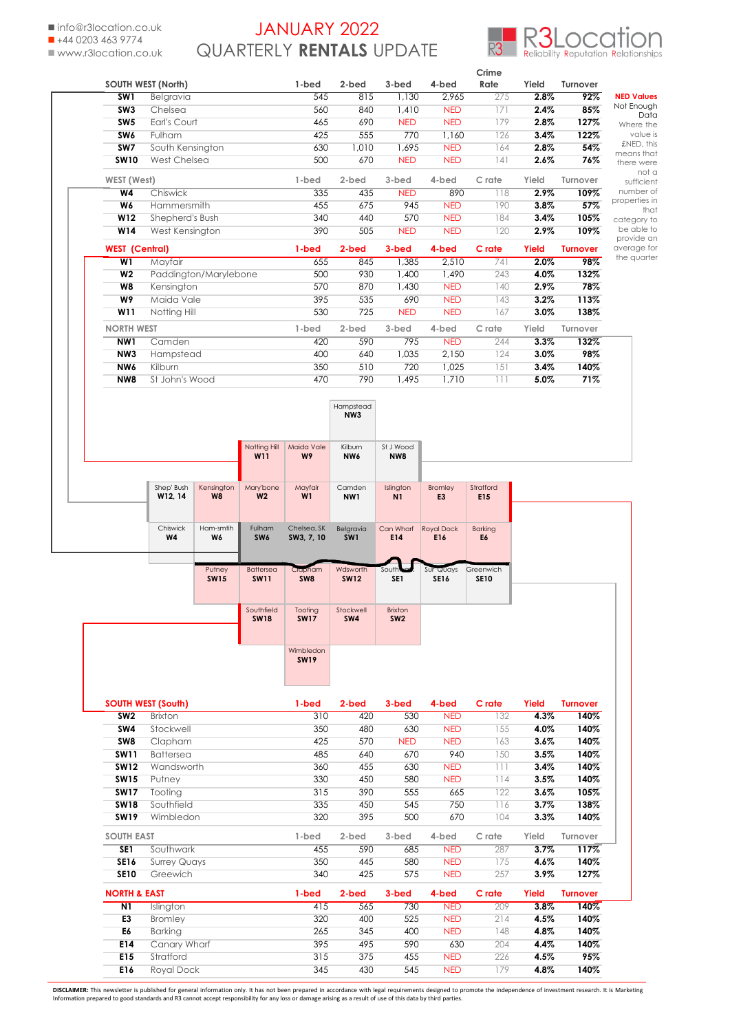info@r3location.co.uk
+44 0203 463 9774
www.r3location.co.uk

# JANUARY 2022
## QUARTERLY **RENTALS** UPDATE

R3Location — Reliability Reputation Relationships

| SOUTH WEST (North) | | 1-bed | 2-bed | 3-bed | 4-bed | Crime Rate | Yield | Turnover |
|---|---|---|---|---|---|---|---|---|
| **SW1** | Belgravia | 545 | 815 | 1,130 | 2,965 | 275 | **2.8%** | **92%** |
| **SW3** | Chelsea | 560 | 840 | 1,410 | NED | 171 | **2.4%** | **85%** |
| **SW5** | Earl's Court | 465 | 690 | NED | NED | 179 | **2.8%** | **127%** |
| **SW6** | Fulham | 425 | 555 | 770 | 1,160 | 126 | **3.4%** | **122%** |
| **SW7** | South Kensington | 630 | 1,010 | 1,695 | NED | 164 | **2.8%** | **54%** |
| **SW10** | West Chelsea | 500 | 670 | NED | NED | 141 | **2.6%** | **76%** |

| WEST (West) | | 1-bed | 2-bed | 3-bed | 4-bed | C rate | Yield | Turnover |
|---|---|---|---|---|---|---|---|---|
| **W4** | Chiswick | 335 | 435 | NED | 890 | 118 | **2.9%** | **109%** |
| **W6** | Hammersmith | 455 | 675 | 945 | NED | 190 | **3.8%** | **57%** |
| **W12** | Shepherd's Bush | 340 | 440 | 570 | NED | 184 | **3.4%** | **105%** |
| **W14** | West Kensington | 390 | 505 | NED | NED | 120 | **2.9%** | **109%** |

| WEST (Central) | | 1-bed | 2-bed | 3-bed | 4-bed | C rate | Yield | Turnover |
|---|---|---|---|---|---|---|---|---|
| **W1** | Mayfair | 655 | 845 | 1,385 | 2,510 | 741 | **2.0%** | **98%** |
| **W2** | Paddington/Marylebone | 500 | 930 | 1,400 | 1,490 | 243 | **4.0%** | **132%** |
| **W8** | Kensington | 570 | 870 | 1,430 | NED | 140 | **2.9%** | **78%** |
| **W9** | Maida Vale | 395 | 535 | 690 | NED | 143 | **3.2%** | **113%** |
| **W11** | Notting Hill | 530 | 725 | NED | NED | 167 | **3.0%** | **138%** |

| NORTH WEST | | 1-bed | 2-bed | 3-bed | 4-bed | C rate | Yield | Turnover |
|---|---|---|---|---|---|---|---|---|
| **NW1** | Camden | 420 | 590 | 795 | NED | 244 | **3.3%** | **132%** |
| **NW3** | Hampstead | 400 | 640 | 1,035 | 2,150 | 124 | **3.0%** | **98%** |
| **NW6** | Kilburn | 350 | 510 | 720 | 1,025 | 151 | **3.4%** | **140%** |
| **NW8** | St John's Wood | 470 | 790 | 1,495 | 1,710 | 111 | **5.0%** | **71%** |

**NED Values**
Not Enough Data
Where the value is £NED, this means that there were not a sufficient number of properties in that category to be able to provide an average for the quarter

Hampstead NW3
Notting Hill W11 | Maida Vale W9 | Kilburn NW6 | St J Wood NW8
Shep' Bush W12, 14 | Kensington W8 | Mary'bone W2 | Mayfair W1 | Camden NW1 | Islington N1 | Bromley E3 | Stratford E15
Chiswick W4 | Ham-smth W6 | Fulham SW6 | Chelsea, SK SW3, 7, 10 | Belgravia SW1 | Can Wharf E14 | Royal Dock E16 | Barking E6
Putney SW15 | Battersea SW11 | Clapham SW8 | Wdsworth SW12 | Southwark SE1 | Sur Quays SE16 | Greenwich SE10
Southfield SW18 | Tooting SW17 | Stockwell SW4 | Brixton SW2
Wimbledon SW19

| SOUTH WEST (South) | | 1-bed | 2-bed | 3-bed | 4-bed | C rate | Yield | Turnover |
|---|---|---|---|---|---|---|---|---|
| **SW2** | Brixton | 310 | 420 | 530 | NED | 132 | **4.3%** | **140%** |
| **SW4** | Stockwell | 350 | 480 | 630 | NED | 155 | **4.0%** | **140%** |
| **SW8** | Clapham | 425 | 570 | NED | NED | 163 | **3.6%** | **140%** |
| **SW11** | Battersea | 485 | 640 | 670 | 940 | 150 | **3.5%** | **140%** |
| **SW12** | Wandsworth | 360 | 455 | 630 | NED | 111 | **3.4%** | **140%** |
| **SW15** | Putney | 330 | 450 | 580 | NED | 114 | **3.5%** | **140%** |
| **SW17** | Tooting | 315 | 390 | 555 | 665 | 122 | **3.6%** | **105%** |
| **SW18** | Southfield | 335 | 450 | 545 | 750 | 116 | **3.7%** | **138%** |
| **SW19** | Wimbledon | 320 | 395 | 500 | 670 | 104 | **3.3%** | **140%** |

| SOUTH EAST | | 1-bed | 2-bed | 3-bed | 4-bed | C rate | Yield | Turnover |
|---|---|---|---|---|---|---|---|---|
| **SE1** | Southwark | 455 | 590 | 685 | NED | 287 | **3.7%** | **117%** |
| **SE16** | Surrey Quays | 350 | 445 | 580 | NED | 175 | **4.6%** | **140%** |
| **SE10** | Greenwich | 340 | 425 | 575 | NED | 257 | **3.9%** | **127%** |

| NORTH & EAST | | 1-bed | 2-bed | 3-bed | 4-bed | C rate | Yield | Turnover |
|---|---|---|---|---|---|---|---|---|
| **N1** | Islington | 415 | 565 | 730 | NED | 209 | **3.8%** | **140%** |
| **E3** | Bromley | 320 | 400 | 525 | NED | 214 | **4.5%** | **140%** |
| **E6** | Barking | 265 | 345 | 400 | NED | 148 | **4.8%** | **140%** |
| **E14** | Canary Wharf | 395 | 495 | 590 | 630 | 204 | **4.4%** | **140%** |
| **E15** | Stratford | 315 | 375 | 455 | NED | 226 | **4.5%** | **95%** |
| **E16** | Royal Dock | 345 | 430 | 545 | NED | 179 | **4.8%** | **140%** |

**DISCLAIMER:** This newsletter is published for general information only. It has not been prepared in accordance with legal requirements designed to promote the independence of investment research. It is Marketing Information prepared to good standards and R3 cannot accept responsibility for any loss or damage arising as a result of use of this data by third parties.